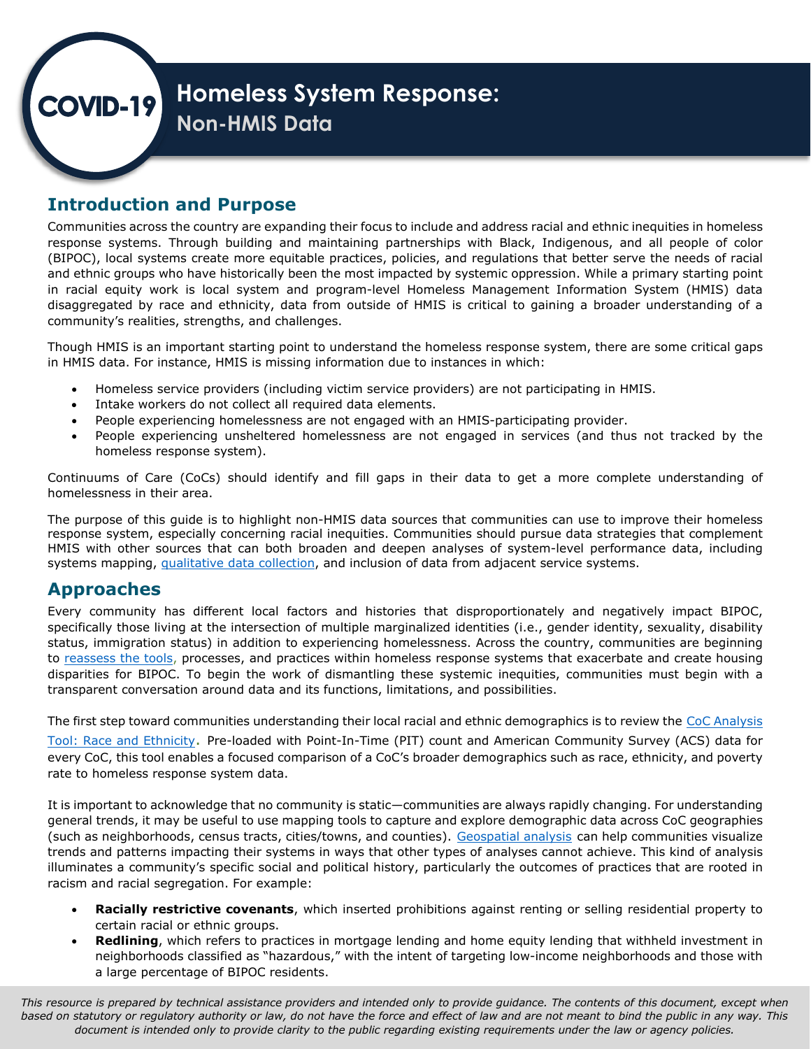# COVID-19 Homeless System Response: Non-HMIS Data

## Introduction and Purpose

Communities across the country are expanding their focus to include and address racial and ethnic inequities in homeless response systems. Through building and maintaining partnerships with Black, Indigenous, and all people of color (BIPOC), local systems create more equitable practices, policies, and regulations that better serve the needs of racial and ethnic groups who have historically been the most impacted by systemic oppression. While a primary starting point in racial equity work is local system and program-level Homeless Management Information System (HMIS) data disaggregated by race and ethnicity, data from outside of HMIS is critical to gaining a broader understanding of a community's realities, strengths, and challenges.

Though HMIS is an important starting point to understand the homeless response system, there are some critical gaps in HMIS data. For instance, HMIS is missing information due to instances in which:

- Homeless service providers (including victim service providers) are not participating in HMIS.
- Intake workers do not collect all required data elements.
- People experiencing homelessness are not engaged with an HMIS-participating provider.
- People experiencing unsheltered homelessness are not engaged in services (and thus not tracked by the homeless response system).

Continuums of Care (CoCs) should identify and fill gaps in their data to get a more complete understanding of homelessness in their area.

The purpose of this guide is to highlight non-HMIS data sources that communities can use to improve their homeless response system, especially concerning racial inequities. Communities should pursue data strategies that complement HMIS with other sources that can both broaden and deepen analyses of system-level performance data, including systems mapping, qualitative data collection, and inclusion of data from adjacent service systems.

## Approaches

Every community has different local factors and histories that disproportionately and negatively impact BIPOC, specifically those living at the intersection of multiple marginalized identities (i.e., gender identity, sexuality, disability status, immigration status) in addition to experiencing homelessness. Across the country, communities are beginning to reassess the tools, processes, and practices within homeless response systems that exacerbate and create housing disparities for BIPOC. To begin the work of dismantling these systemic inequities, communities must begin with a transparent conversation around data and its functions, limitations, and possibilities.

The first step toward communities understanding their local racial and ethnic demographics is to review the CoC Analysis Tool: Race and Ethnicity. Pre-loaded with Point-In-Time (PIT) count and American Community Survey (ACS) data for every CoC, this tool enables a focused comparison of a CoC's broader demographics such as race, ethnicity, and poverty rate to homeless response system data.

It is important to acknowledge that no community is static—communities are always rapidly changing. For understanding general trends, it may be useful to use mapping tools to capture and explore demographic data across CoC geographies (such as neighborhoods, census tracts, cities/towns, and counties). Geospatial analysis can help communities visualize trends and patterns impacting their systems in ways that other types of analyses cannot achieve. This kind of analysis illuminates a community's specific social and political history, particularly the outcomes of practices that are rooted in racism and racial segregation. For example:

- **Racially restrictive covenants**, which inserted prohibitions against renting or selling residential property to certain racial or ethnic groups.
- **Redlining**, which refers to practices in mortgage lending and home equity lending that withheld investment in neighborhoods classified as "hazardous," with the intent of targeting low-income neighborhoods and those with a large percentage of BIPOC residents.

*This resource is prepared by technical assistance providers and intended only to provide guidance. The contents of this document, except when based on statutory or regulatory authority or law, do not have the force and effect of law and are not meant to bind the public in any way. This document is intended only to provide clarity to the public regarding existing requirements under the law or agency policies.*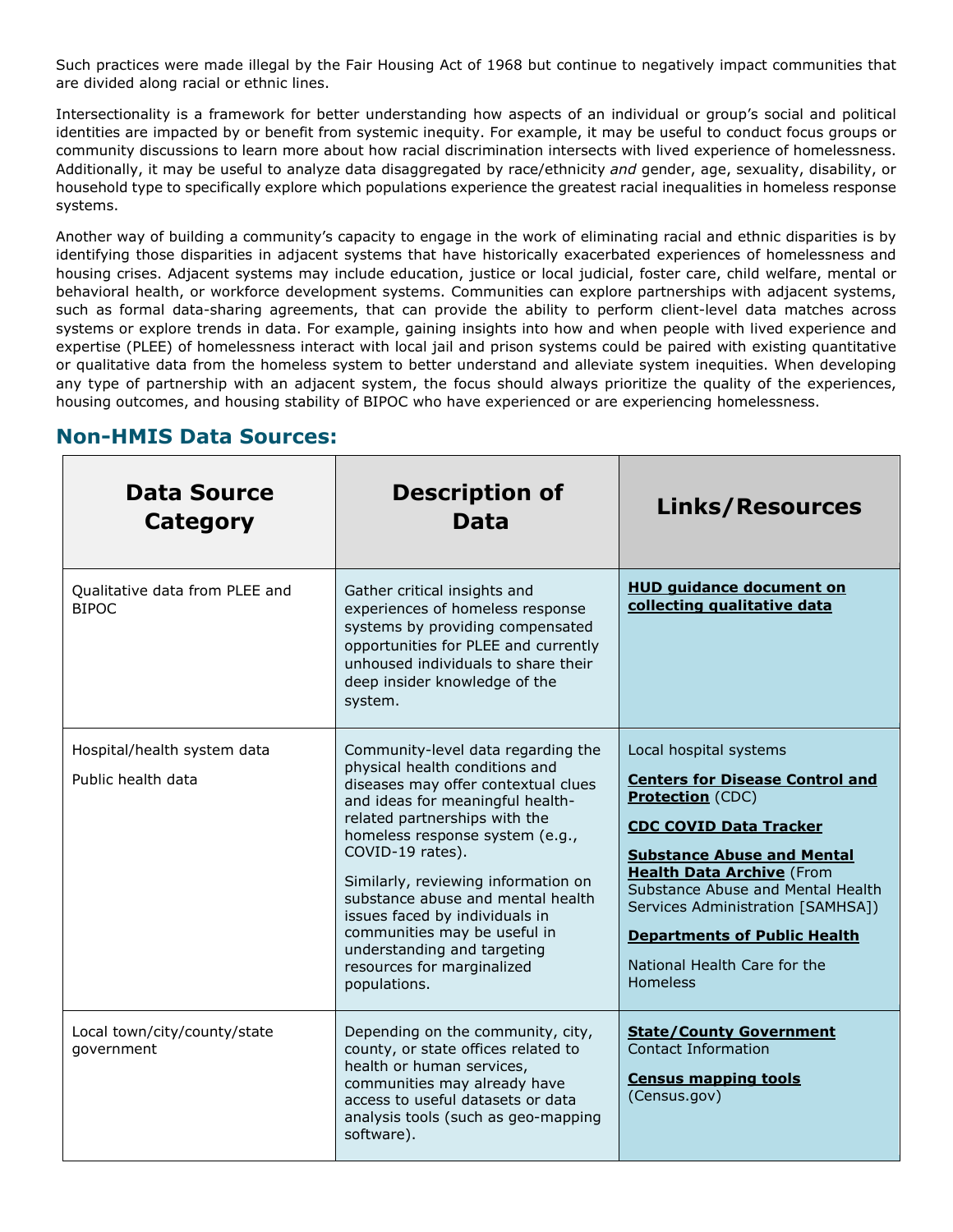Such practices were made illegal by the Fair Housing Act of 1968 but continue to negatively impact communities that are divided along racial or ethnic lines.

Intersectionality is a framework for better understanding how aspects of an individual or group's social and political identities are impacted by or benefit from systemic inequity. For example, it may be useful to conduct focus groups or community discussions to learn more about how racial discrimination intersects with lived experience of homelessness. Additionally, it may be useful to analyze data disaggregated by race/ethnicity *and* gender, age, sexuality, disability, or household type to specifically explore which populations experience the greatest racial inequalities in homeless response systems.

Another way of building a community's capacity to engage in the work of eliminating racial and ethnic disparities is by identifying those disparities in adjacent systems that have historically exacerbated experiences of homelessness and housing crises. Adjacent systems may include education, justice or local judicial, foster care, child welfare, mental or behavioral health, or workforce development systems. Communities can explore partnerships with adjacent systems, such as formal data-sharing agreements, that can provide the ability to perform client-level data matches across systems or explore trends in data. For example, gaining insights into how and when people with lived experience and expertise (PLEE) of homelessness interact with local jail and prison systems could be paired with existing quantitative or qualitative data from the homeless system to better understand and alleviate system inequities. When developing any type of partnership with an adjacent system, the focus should always prioritize the quality of the experiences, housing outcomes, and housing stability of BIPOC who have experienced or are experiencing homelessness.

## Non-HMIS Data Sources:

| Data Source Category | Description of Data | Links/Resources |
| --- | --- | --- |
| Qualitative data from PLEE and BIPOC | Gather critical insights and experiences of homeless response systems by providing compensated opportunities for PLEE and currently unhoused individuals to share their deep insider knowledge of the system. | **HUD guidance document on collecting qualitative data** |
| Hospital/health system data<br><br>Public health data | Community-level data regarding the physical health conditions and diseases may offer contextual clues and ideas for meaningful health-related partnerships with the homeless response system (e.g., COVID-19 rates).<br><br>Similarly, reviewing information on substance abuse and mental health issues faced by individuals in communities may be useful in understanding and targeting resources for marginalized populations. | Local hospital systems<br><br>**Centers for Disease Control and Protection** (CDC)<br><br>**CDC COVID Data Tracker**<br><br>**Substance Abuse and Mental Health Data Archive** (From Substance Abuse and Mental Health Services Administration [SAMHSA])<br><br>**Departments of Public Health**<br><br>National Health Care for the Homeless |
| Local town/city/county/state government | Depending on the community, city, county, or state offices related to health or human services, communities may already have access to useful datasets or data analysis tools (such as geo-mapping software). | **State/County Government** Contact Information<br><br>**Census mapping tools** (Census.gov) |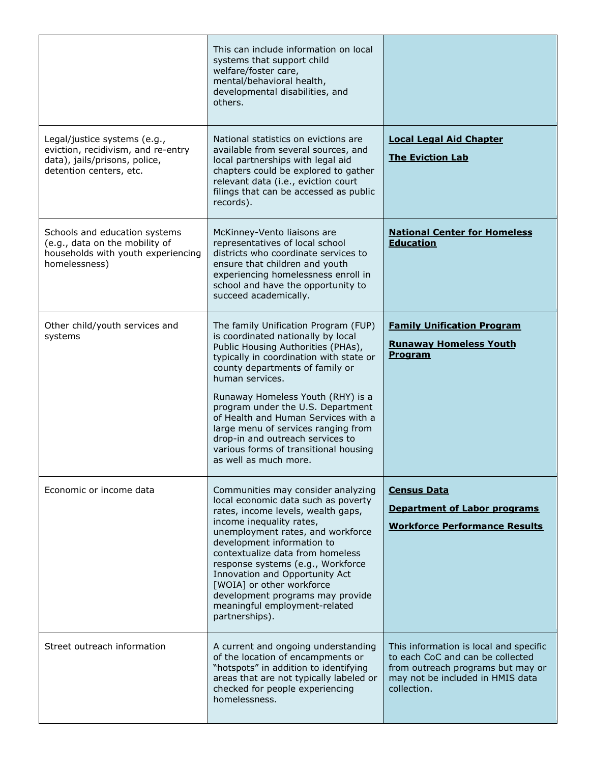|  |  |  |
|---|---|---|
|  | This can include information on local systems that support child welfare/foster care, mental/behavioral health, developmental disabilities, and others. |  |
| Legal/justice systems (e.g., eviction, recidivism, and re-entry data), jails/prisons, police, detention centers, etc. | National statistics on evictions are available from several sources, and local partnerships with legal aid chapters could be explored to gather relevant data (i.e., eviction court filings that can be accessed as public records). | **Local Legal Aid Chapter**<br><br>**The Eviction Lab** |
| Schools and education systems (e.g., data on the mobility of households with youth experiencing homelessness) | McKinney-Vento liaisons are representatives of local school districts who coordinate services to ensure that children and youth experiencing homelessness enroll in school and have the opportunity to succeed academically. | **National Center for Homeless Education** |
| Other child/youth services and systems | The family Unification Program (FUP) is coordinated nationally by local Public Housing Authorities (PHAs), typically in coordination with state or county departments of family or human services.<br><br>Runaway Homeless Youth (RHY) is a program under the U.S. Department of Health and Human Services with a large menu of services ranging from drop-in and outreach services to various forms of transitional housing as well as much more. | **Family Unification Program**<br><br>**Runaway Homeless Youth Program** |
| Economic or income data | Communities may consider analyzing local economic data such as poverty rates, income levels, wealth gaps, income inequality rates, unemployment rates, and workforce development information to contextualize data from homeless response systems (e.g., Workforce Innovation and Opportunity Act [WOIA] or other workforce development programs may provide meaningful employment-related partnerships). | **Census Data**<br><br>**Department of Labor programs**<br><br>**Workforce Performance Results** |
| Street outreach information | A current and ongoing understanding of the location of encampments or "hotspots" in addition to identifying areas that are not typically labeled or checked for people experiencing homelessness. | This information is local and specific to each CoC and can be collected from outreach programs but may or may not be included in HMIS data collection. |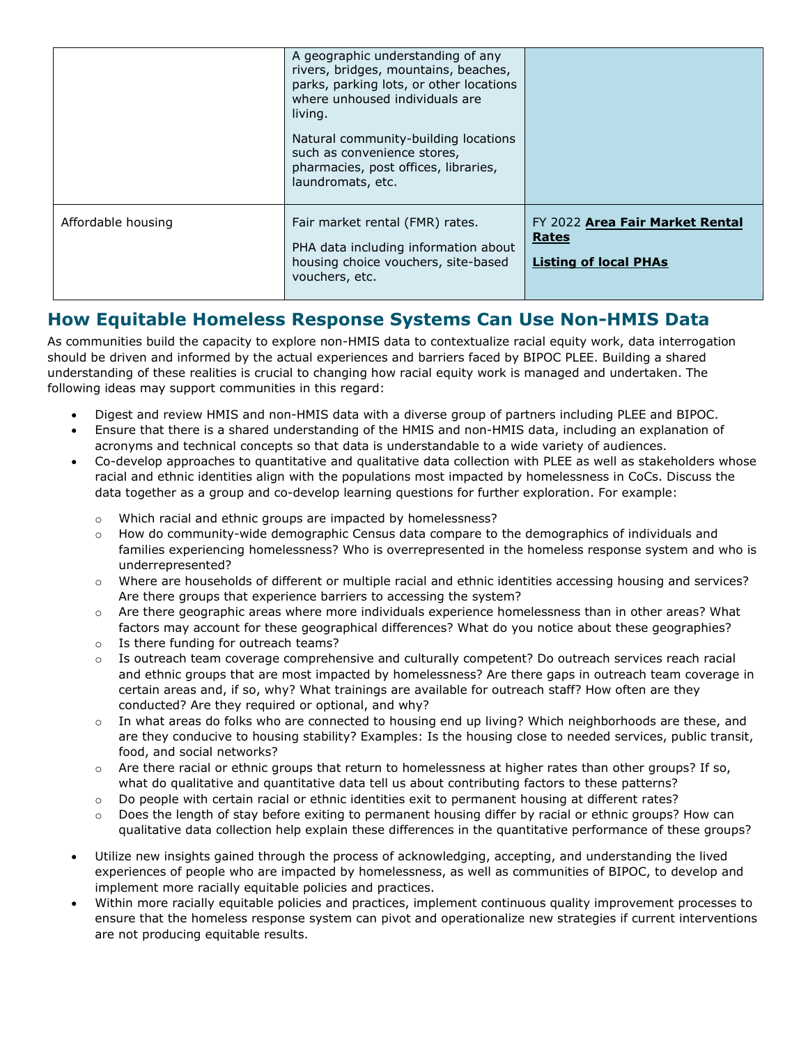| | | |
|---|---|---|
| | A geographic understanding of any rivers, bridges, mountains, beaches, parks, parking lots, or other locations where unhoused individuals are living.<br><br>Natural community-building locations such as convenience stores, pharmacies, post offices, libraries, laundromats, etc. | |
| Affordable housing | Fair market rental (FMR) rates.<br><br>PHA data including information about housing choice vouchers, site-based vouchers, etc. | FY 2022 **Area Fair Market Rental Rates**<br><br>**Listing of local PHAs** |

## How Equitable Homeless Response Systems Can Use Non-HMIS Data

As communities build the capacity to explore non-HMIS data to contextualize racial equity work, data interrogation should be driven and informed by the actual experiences and barriers faced by BIPOC PLEE. Building a shared understanding of these realities is crucial to changing how racial equity work is managed and undertaken. The following ideas may support communities in this regard:

- Digest and review HMIS and non-HMIS data with a diverse group of partners including PLEE and BIPOC.
- Ensure that there is a shared understanding of the HMIS and non-HMIS data, including an explanation of acronyms and technical concepts so that data is understandable to a wide variety of audiences.
- Co-develop approaches to quantitative and qualitative data collection with PLEE as well as stakeholders whose racial and ethnic identities align with the populations most impacted by homelessness in CoCs. Discuss the data together as a group and co-develop learning questions for further exploration. For example:
    - Which racial and ethnic groups are impacted by homelessness?
    - How do community-wide demographic Census data compare to the demographics of individuals and families experiencing homelessness? Who is overrepresented in the homeless response system and who is underrepresented?
    - Where are households of different or multiple racial and ethnic identities accessing housing and services? Are there groups that experience barriers to accessing the system?
    - Are there geographic areas where more individuals experience homelessness than in other areas? What factors may account for these geographical differences? What do you notice about these geographies?
    - Is there funding for outreach teams?
    - Is outreach team coverage comprehensive and culturally competent? Do outreach services reach racial and ethnic groups that are most impacted by homelessness? Are there gaps in outreach team coverage in certain areas and, if so, why? What trainings are available for outreach staff? How often are they conducted? Are they required or optional, and why?
    - In what areas do folks who are connected to housing end up living? Which neighborhoods are these, and are they conducive to housing stability? Examples: Is the housing close to needed services, public transit, food, and social networks?
    - Are there racial or ethnic groups that return to homelessness at higher rates than other groups? If so, what do qualitative and quantitative data tell us about contributing factors to these patterns?
    - Do people with certain racial or ethnic identities exit to permanent housing at different rates?
    - Does the length of stay before exiting to permanent housing differ by racial or ethnic groups? How can qualitative data collection help explain these differences in the quantitative performance of these groups?
- Utilize new insights gained through the process of acknowledging, accepting, and understanding the lived experiences of people who are impacted by homelessness, as well as communities of BIPOC, to develop and implement more racially equitable policies and practices.
- Within more racially equitable policies and practices, implement continuous quality improvement processes to ensure that the homeless response system can pivot and operationalize new strategies if current interventions are not producing equitable results.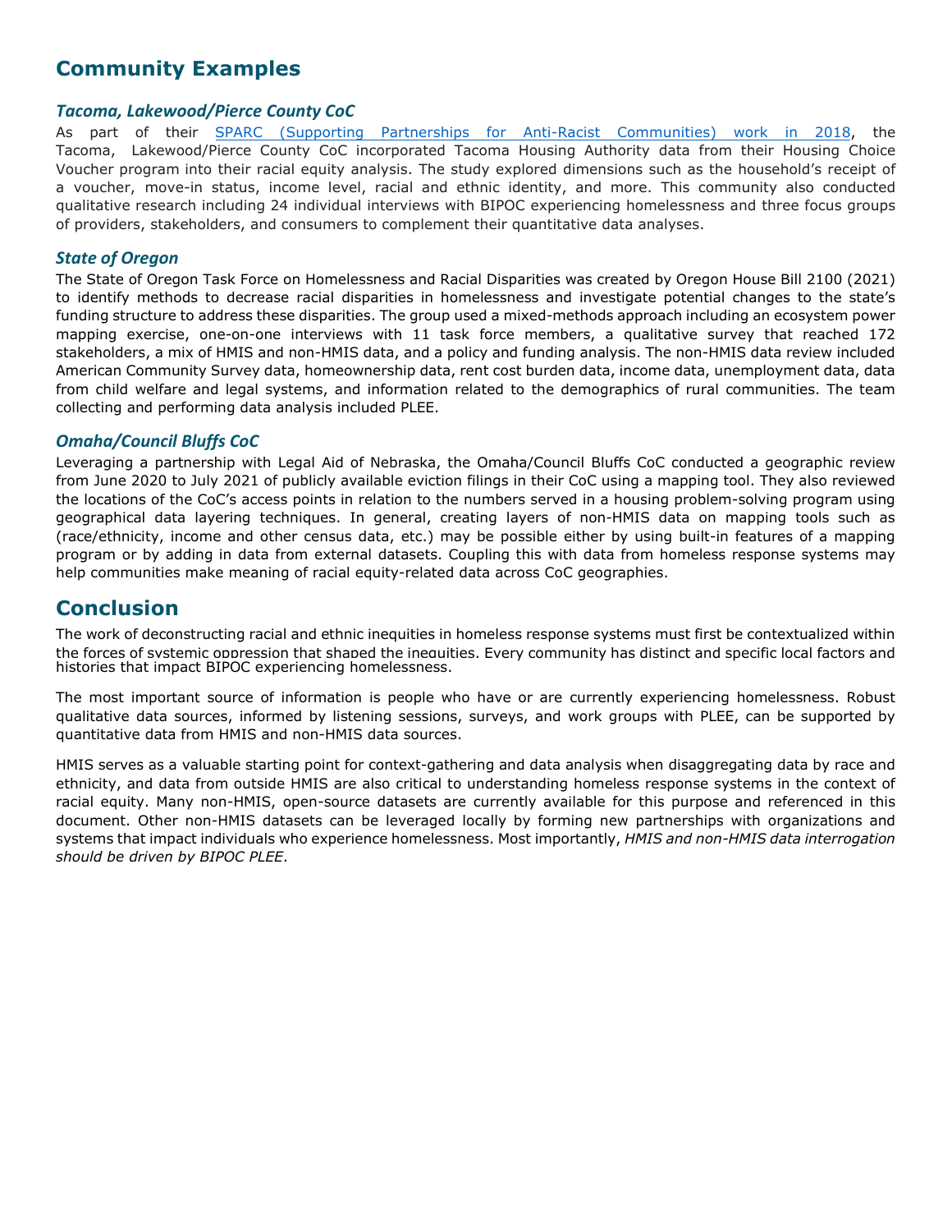## Community Examples

### *Tacoma, Lakewood/Pierce County CoC*

As part of their [SPARC (Supporting Partnerships for Anti-Racist Communities) work in 2018](), the Tacoma, Lakewood/Pierce County CoC incorporated Tacoma Housing Authority data from their Housing Choice Voucher program into their racial equity analysis. The study explored dimensions such as the household's receipt of a voucher, move-in status, income level, racial and ethnic identity, and more. This community also conducted qualitative research including 24 individual interviews with BIPOC experiencing homelessness and three focus groups of providers, stakeholders, and consumers to complement their quantitative data analyses.

### *State of Oregon*

The State of Oregon Task Force on Homelessness and Racial Disparities was created by Oregon House Bill 2100 (2021) to identify methods to decrease racial disparities in homelessness and investigate potential changes to the state's funding structure to address these disparities. The group used a mixed-methods approach including an ecosystem power mapping exercise, one-on-one interviews with 11 task force members, a qualitative survey that reached 172 stakeholders, a mix of HMIS and non-HMIS data, and a policy and funding analysis. The non-HMIS data review included American Community Survey data, homeownership data, rent cost burden data, income data, unemployment data, data from child welfare and legal systems, and information related to the demographics of rural communities. The team collecting and performing data analysis included PLEE.

### *Omaha/Council Bluffs CoC*

Leveraging a partnership with Legal Aid of Nebraska, the Omaha/Council Bluffs CoC conducted a geographic review from June 2020 to July 2021 of publicly available eviction filings in their CoC using a mapping tool. They also reviewed the locations of the CoC's access points in relation to the numbers served in a housing problem-solving program using geographical data layering techniques. In general, creating layers of non-HMIS data on mapping tools such as (race/ethnicity, income and other census data, etc.) may be possible either by using built-in features of a mapping program or by adding in data from external datasets. Coupling this with data from homeless response systems may help communities make meaning of racial equity-related data across CoC geographies.

## Conclusion

The work of deconstructing racial and ethnic inequities in homeless response systems must first be contextualized within the forces of systemic oppression that shaped the inequities. Every community has distinct and specific local factors and histories that impact BIPOC experiencing homelessness.

The most important source of information is people who have or are currently experiencing homelessness. Robust qualitative data sources, informed by listening sessions, surveys, and work groups with PLEE, can be supported by quantitative data from HMIS and non-HMIS data sources.

HMIS serves as a valuable starting point for context-gathering and data analysis when disaggregating data by race and ethnicity, and data from outside HMIS are also critical to understanding homeless response systems in the context of racial equity. Many non-HMIS, open-source datasets are currently available for this purpose and referenced in this document. Other non-HMIS datasets can be leveraged locally by forming new partnerships with organizations and systems that impact individuals who experience homelessness. Most importantly, *HMIS and non-HMIS data interrogation should be driven by BIPOC PLEE*.